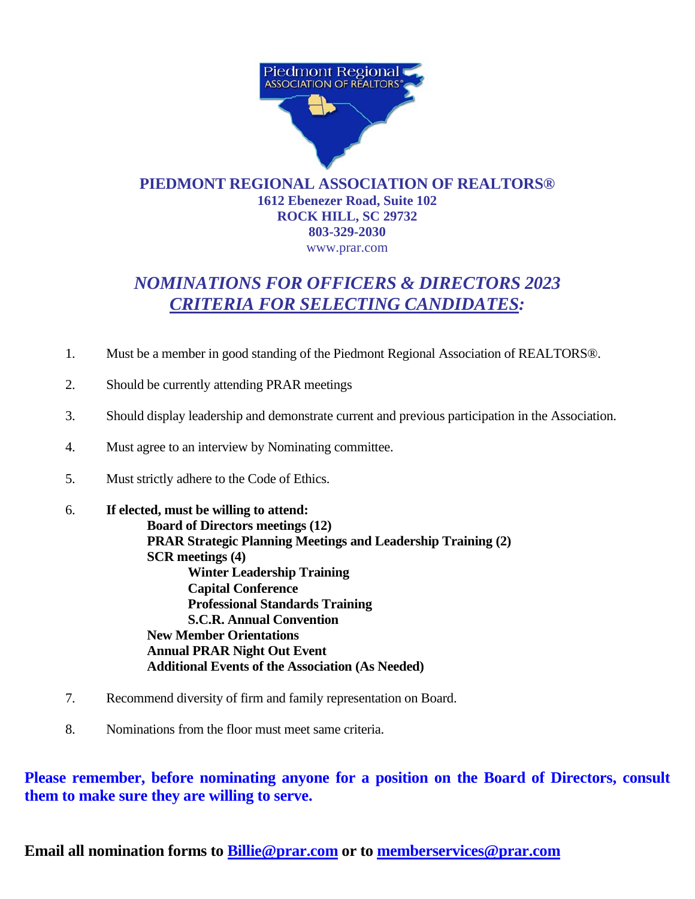# PIEDMONT REGIONAL ASSOCIATION OF REALTORS®

**1612 Ebenezer Road, Suite 102**
**ROCK HILL, SC 29732**
**803-329-2030**
www.prar.com

## *NOMINATIONS FOR OFFICERS & DIRECTORS 2023*
## *CRITERIA FOR SELECTING CANDIDATES:*

1. Must be a member in good standing of the Piedmont Regional Association of REALTORS®.

2. Should be currently attending PRAR meetings

3. Should display leadership and demonstrate current and previous participation in the Association.

4. Must agree to an interview by Nominating committee.

5. Must strictly adhere to the Code of Ethics.

6. **If elected, must be willing to attend:**
   - **Board of Directors meetings (12)**
   - **PRAR Strategic Planning Meetings and Leadership Training (2)**
   - **SCR meetings (4)**
     - **Winter Leadership Training**
     - **Capital Conference**
     - **Professional Standards Training**
     - **S.C.R. Annual Convention**
   - **New Member Orientations**
   - **Annual PRAR Night Out Event**
   - **Additional Events of the Association (As Needed)**

7. Recommend diversity of firm and family representation on Board.

8. Nominations from the floor must meet same criteria.

**Please remember, before nominating anyone for a position on the Board of Directors, consult them to make sure they are willing to serve.**

**Email all nomination forms to Billie@prar.com or to memberservices@prar.com**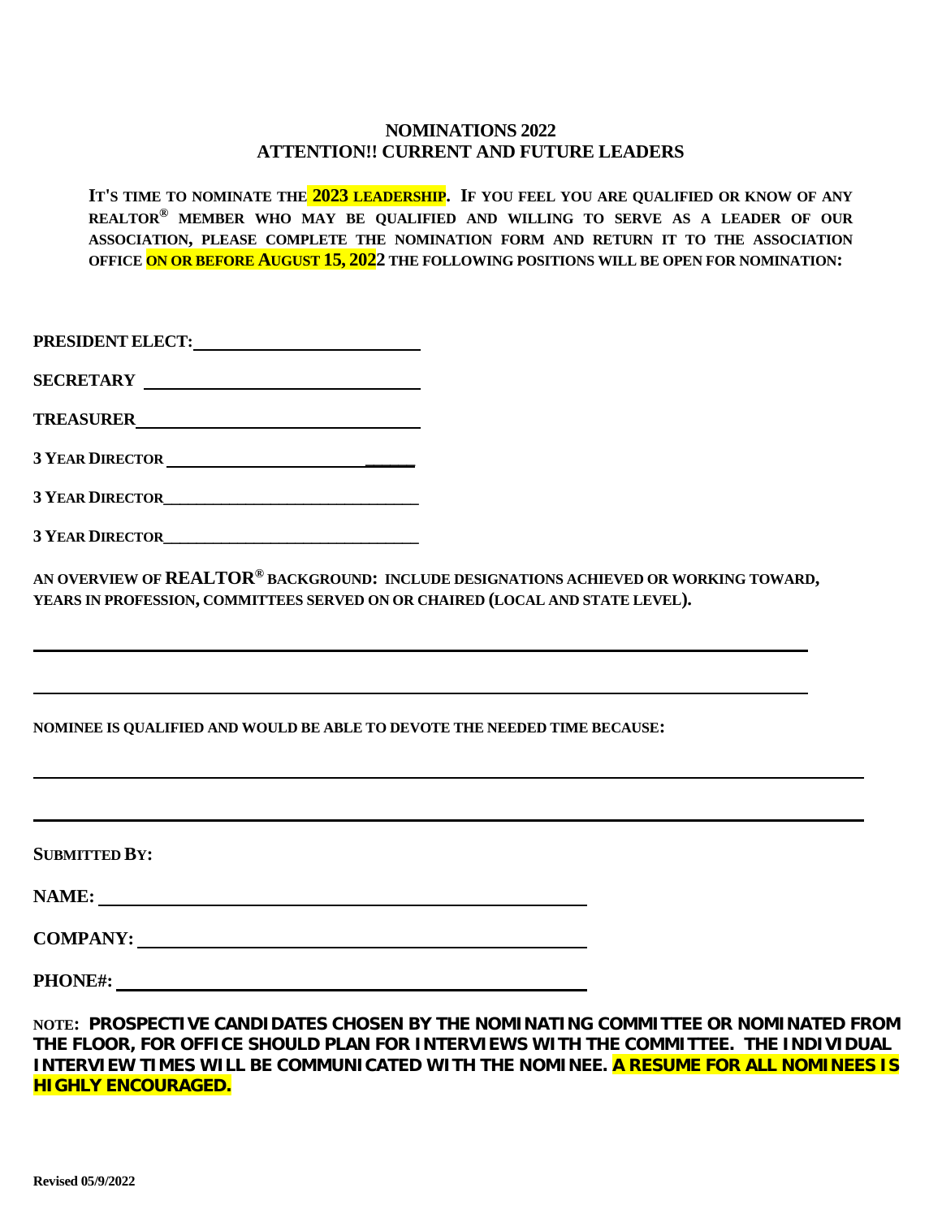## NOMINATIONS 2022
## ATTENTION!! CURRENT AND FUTURE LEADERS

**IT'S TIME TO NOMINATE THE 2023 LEADERSHIP. IF YOU FEEL YOU ARE QUALIFIED OR KNOW OF ANY REALTOR® MEMBER WHO MAY BE QUALIFIED AND WILLING TO SERVE AS A LEADER OF OUR ASSOCIATION, PLEASE COMPLETE THE NOMINATION FORM AND RETURN IT TO THE ASSOCIATION OFFICE ON OR BEFORE AUGUST 15, 2022 THE FOLLOWING POSITIONS WILL BE OPEN FOR NOMINATION:**

**PRESIDENT ELECT:** ______________________

**SECRETARY** ______________________

**TREASURER** ______________________

**3 YEAR DIRECTOR** ______________________

**3 YEAR DIRECTOR** ______________________

**3 YEAR DIRECTOR** ______________________

**AN OVERVIEW OF REALTOR® BACKGROUND: INCLUDE DESIGNATIONS ACHIEVED OR WORKING TOWARD, YEARS IN PROFESSION, COMMITTEES SERVED ON OR CHAIRED (LOCAL AND STATE LEVEL).**

______________________________________________________________

______________________________________________________________

**NOMINEE IS QUALIFIED AND WOULD BE ABLE TO DEVOTE THE NEEDED TIME BECAUSE:**

______________________________________________________________

______________________________________________________________

**SUBMITTED BY:**

**NAME:** ______________________

**COMPANY:** ______________________

**PHONE#:** ______________________

**NOTE: PROSPECTIVE CANDIDATES CHOSEN BY THE NOMINATING COMMITTEE OR NOMINATED FROM THE FLOOR, FOR OFFICE SHOULD PLAN FOR INTERVIEWS WITH THE COMMITTEE. THE INDIVIDUAL INTERVIEW TIMES WILL BE COMMUNICATED WITH THE NOMINEE. A RESUME FOR ALL NOMINEES IS HIGHLY ENCOURAGED.**

Revised 05/9/2022